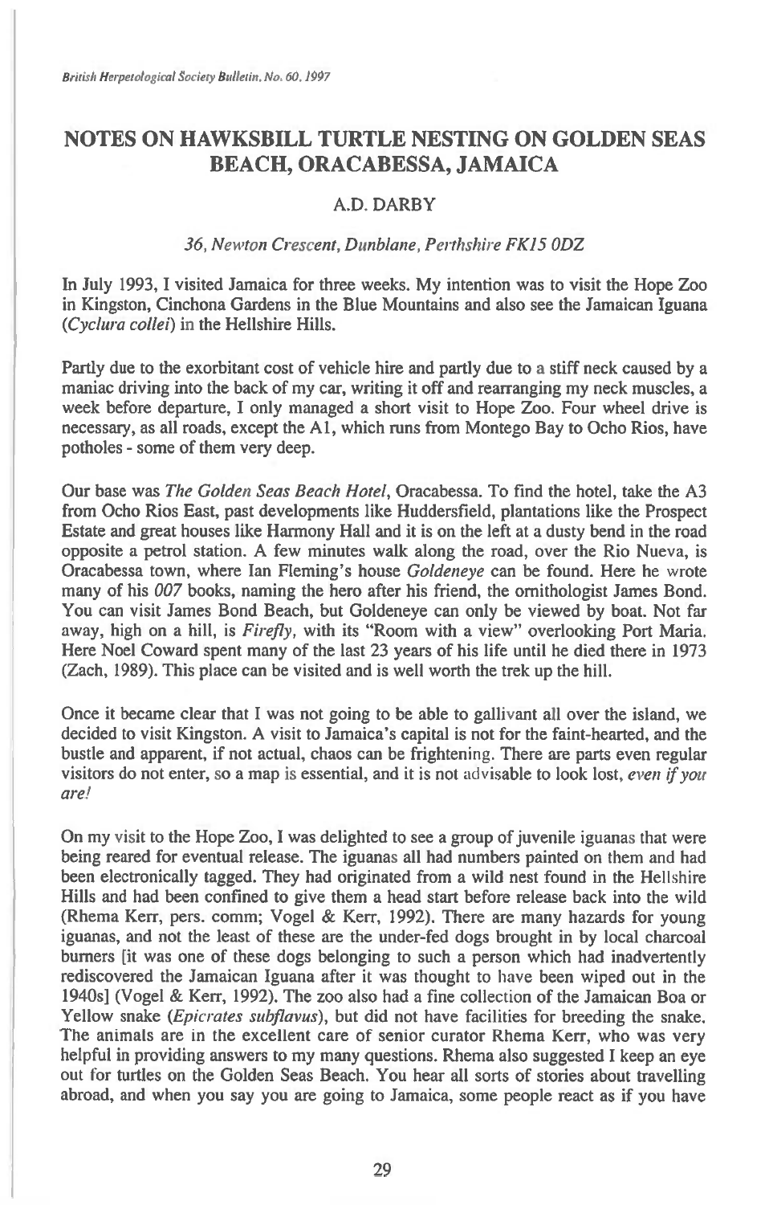# NOTES ON HAWKSBILL TURTLE NESTING ON GOLDEN SEAS BEACH, ORACABESSA, JAMAICA

## A.D. DARBY

*36, Newton Crescent, Dunblane, Perthshire FK15 0DZ*

In July 1993, I visited Jamaica for three weeks. My intention was to visit the Hope Zoo in Kingston, Cinchona Gardens in the Blue Mountains and also see the Jamaican Iguana (*Cyclura collei*) in the Hellshire Hills.

Partly due to the exorbitant cost of vehicle hire and partly due to a stiff neck caused by a maniac driving into the back of my car, writing it off and rearranging my neck muscles, a week before departure, I only managed a short visit to Hope Zoo. Four wheel drive is necessary, as all roads, except the A1, which runs from Montego Bay to Ocho Rios, have potholes - some of them very deep.

Our base was *The Golden Seas Beach Hotel*, Oracabessa. To find the hotel, take the A3 from Ocho Rios East, past developments like Huddersfield, plantations like the Prospect Estate and great houses like Harmony Hall and it is on the left at a dusty bend in the road opposite a petrol station. A few minutes walk along the road, over the Rio Nueva, is Oracabessa town, where Ian Fleming's house *Goldeneye* can be found. Here he wrote many of his *007* books, naming the hero after his friend, the ornithologist James Bond. You can visit James Bond Beach, but Goldeneye can only be viewed by boat. Not far away, high on a hill, is *Firefly*, with its "Room with a view" overlooking Port Maria. Here Noel Coward spent many of the last 23 years of his life until he died there in 1973 (Zach, 1989). This place can be visited and is well worth the trek up the hill.

Once it became clear that I was not going to be able to gallivant all over the island, we decided to visit Kingston. A visit to Jamaica's capital is not for the faint-hearted, and the bustle and apparent, if not actual, chaos can be frightening. There are parts even regular visitors do not enter, so a map is essential, and it is not advisable to look lost, *even if you are!*

On my visit to the Hope Zoo, I was delighted to see a group of juvenile iguanas that were being reared for eventual release. The iguanas all had numbers painted on them and had been electronically tagged. They had originated from a wild nest found in the Hellshire Hills and had been confined to give them a head start before release back into the wild (Rhema Kerr, pers. comm; Vogel & Kerr, 1992). There are many hazards for young iguanas, and not the least of these are the under-fed dogs brought in by local charcoal burners [it was one of these dogs belonging to such a person which had inadvertently rediscovered the Jamaican Iguana after it was thought to have been wiped out in the 1940s] (Vogel & Kerr, 1992). The zoo also had a fine collection of the Jamaican Boa or Yellow snake (*Epicrates subflavus*), but did not have facilities for breeding the snake. The animals are in the excellent care of senior curator Rhema Kerr, who was very helpful in providing answers to my many questions. Rhema also suggested I keep an eye out for turtles on the Golden Seas Beach. You hear all sorts of stories about travelling abroad, and when you say you are going to Jamaica, some people react as if you have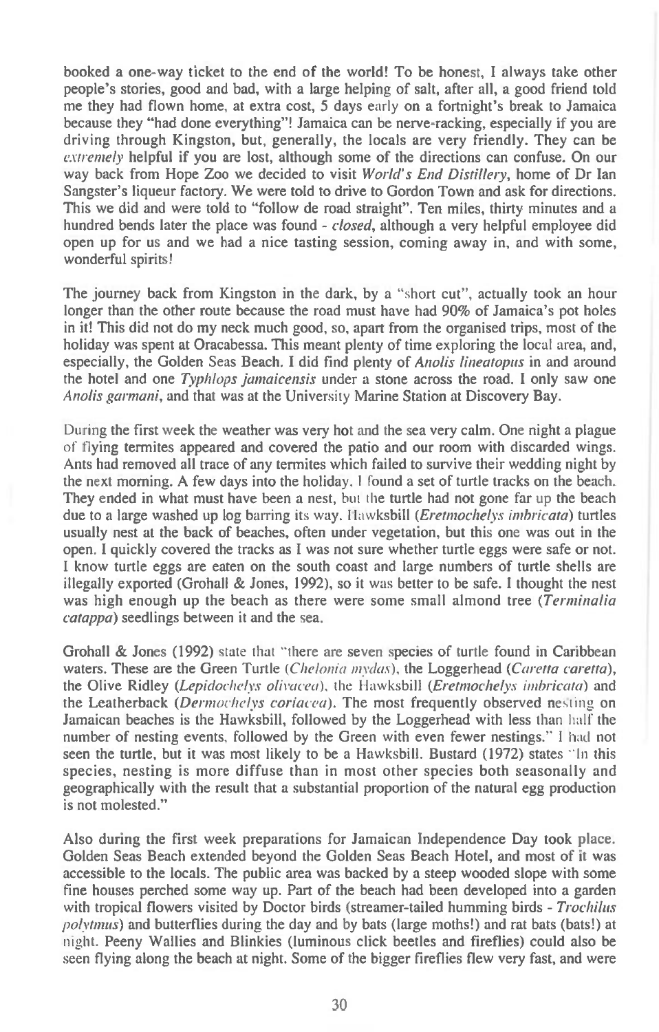booked a one-way ticket to the end of the world! To be honest, I always take other people's stories, good and bad, with a large helping of salt, after all, a good friend told me they had flown home, at extra cost, 5 days early on a fortnight's break to Jamaica because they "had done everything"! Jamaica can be nerve-racking, especially if you are driving through Kingston, but, generally, the locals are very friendly. They can be *extremely* helpful if you are lost, although some of the directions can confuse. On our way back from Hope Zoo we decided to visit *World's End Distillery*, home of Dr Ian Sangster's liqueur factory. We were told to drive to Gordon Town and ask for directions. This we did and were told to "follow de road straight". Ten miles, thirty minutes and a hundred bends later the place was found - *closed*, although a very helpful employee did open up for us and we had a nice tasting session, coming away in, and with some, wonderful spirits!

The journey back from Kingston in the dark, by a "short cut", actually took an hour longer than the other route because the road must have had 90% of Jamaica's pot holes in it! This did not do my neck much good, so, apart from the organised trips, most of the holiday was spent at Oracabessa. This meant plenty of time exploring the local area, and, especially, the Golden Seas Beach. I did find plenty of *Anolis lineatopus* in and around the hotel and one *Typhlops jamaicensis* under a stone across the road. I only saw one *Anolis garmani*, and that was at the University Marine Station at Discovery Bay.

During the first week the weather was very hot and the sea very calm. One night a plague of flying termites appeared and covered the patio and our room with discarded wings. Ants had removed all trace of any termites which failed to survive their wedding night by the next morning. A few days into the holiday, I found a set of turtle tracks on the beach. They ended in what must have been a nest, but the turtle had not gone far up the beach due to a large washed up log barring its way. Hawksbill (*Eretmochelys imbricata*) turtles usually nest at the back of beaches, often under vegetation, but this one was out in the open. I quickly covered the tracks as I was not sure whether turtle eggs were safe or not. I know turtle eggs are eaten on the south coast and large numbers of turtle shells are illegally exported (Grohall & Jones, 1992), so it was better to be safe. I thought the nest was high enough up the beach as there were some small almond tree (*Terminalia catappa*) seedlings between it and the sea.

Grohall & Jones (1992) state that "there are seven species of turtle found in Caribbean waters. These are the Green Turtle (*Chelonia mydas*), the Loggerhead (*Caretta caretta*), the Olive Ridley (*Lepidochelys olivacea*), the Hawksbill (*Eretmochelys imbricata*) and the Leatherback (*Dermochelys coriacea*). The most frequently observed nesting on Jamaican beaches is the Hawksbill, followed by the Loggerhead with less than half the number of nesting events, followed by the Green with even fewer nestings." I had not seen the turtle, but it was most likely to be a Hawksbill. Bustard (1972) states "In this species, nesting is more diffuse than in most other species both seasonally and geographically with the result that a substantial proportion of the natural egg production is not molested."

Also during the first week preparations for Jamaican Independence Day took place. Golden Seas Beach extended beyond the Golden Seas Beach Hotel, and most of it was accessible to the locals. The public area was backed by a steep wooded slope with some fine houses perched some way up. Part of the beach had been developed into a garden with tropical flowers visited by Doctor birds (streamer-tailed humming birds - *Trochilus polytmus*) and butterflies during the day and by bats (large moths!) and rat bats (bats!) at night. Peeny Wallies and Blinkies (luminous click beetles and fireflies) could also be seen flying along the beach at night. Some of the bigger fireflies flew very fast, and were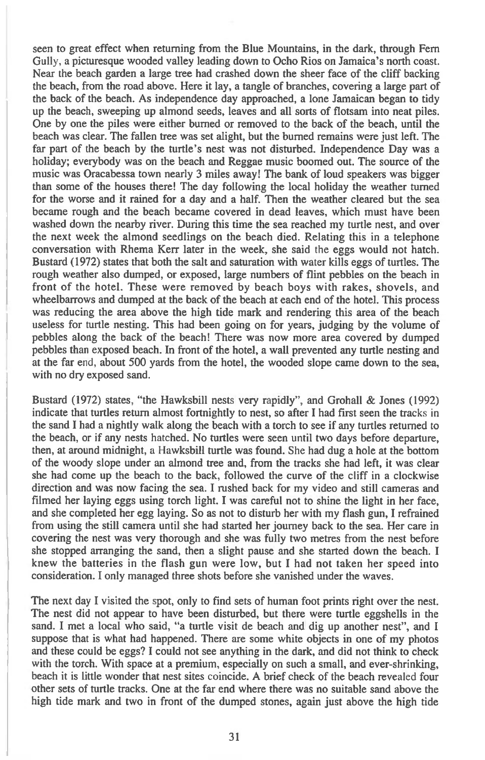seen to great effect when returning from the Blue Mountains, in the dark, through Fern Gully, a picturesque wooded valley leading down to Ocho Rios on Jamaica's north coast. Near the beach garden a large tree had crashed down the sheer face of the cliff backing the beach, from the road above. Here it lay, a tangle of branches, covering a large part of the back of the beach. As independence day approached, a lone Jamaican began to tidy up the beach, sweeping up almond seeds, leaves and all sorts of flotsam into neat piles. One by one the piles were either burned or removed to the back of the beach, until the beach was clear. The fallen tree was set alight, but the burned remains were just left. The far part of the beach by the turtle's nest was not disturbed. Independence Day was a holiday; everybody was on the beach and Reggae music boomed out. The source of the music was Oracabessa town nearly 3 miles away! The bank of loud speakers was bigger than some of the houses there! The day following the local holiday the weather turned for the worse and it rained for a day and a half. Then the weather cleared but the sea became rough and the beach became covered in dead leaves, which must have been washed down the nearby river. During this time the sea reached my turtle nest, and over the next week the almond seedlings on the beach died. Relating this in a telephone conversation with Rhema Kerr later in the week, she said the eggs would not hatch. Bustard (1972) states that both the salt and saturation with water kills eggs of turtles. The rough weather also dumped, or exposed, large numbers of flint pebbles on the beach in front of the hotel. These were removed by beach boys with rakes, shovels, and wheelbarrows and dumped at the back of the beach at each end of the hotel. This process was reducing the area above the high tide mark and rendering this area of the beach useless for turtle nesting. This had been going on for years, judging by the volume of pebbles along the back of the beach! There was now more area covered by dumped pebbles than exposed beach. In front of the hotel, a wall prevented any turtle nesting and at the far end, about 500 yards from the hotel, the wooded slope came down to the sea, with no dry exposed sand.

Bustard (1972) states, "the Hawksbill nests very rapidly", and Grohall & Jones (1992) indicate that turtles return almost fortnightly to nest, so after I had first seen the tracks in the sand I had a nightly walk along the beach with a torch to see if any turtles returned to the beach, or if any nests hatched. No turtles were seen until two days before departure, then, at around midnight, a Hawksbill turtle was found. She had dug a hole at the bottom of the woody slope under an almond tree and, from the tracks she had left, it was clear she had come up the beach to the back, followed the curve of the cliff in a clockwise direction and was now facing the sea. I rushed back for my video and still cameras and filmed her laying eggs using torch light. I was careful not to shine the light in her face, and she completed her egg laying. So as not to disturb her with my flash gun, I refrained from using the still camera until she had started her journey back to the sea. Her care in covering the nest was very thorough and she was fully two metres from the nest before she stopped arranging the sand, then a slight pause and she started down the beach. I knew the batteries in the flash gun were low, but I had not taken her speed into consideration. I only managed three shots before she vanished under the waves.

The next day I visited the spot, only to find sets of human foot prints right over the nest. The nest did not appear to have been disturbed, but there were turtle eggshells in the sand. I met a local who said, "a turtle visit de beach and dig up another nest", and I suppose that is what had happened. There are some white objects in one of my photos and these could be eggs? I could not see anything in the dark, and did not think to check with the torch. With space at a premium, especially on such a small, and ever-shrinking, beach it is little wonder that nest sites coincide. A brief check of the beach revealed four other sets of turtle tracks. One at the far end where there was no suitable sand above the high tide mark and two in front of the dumped stones, again just above the high tide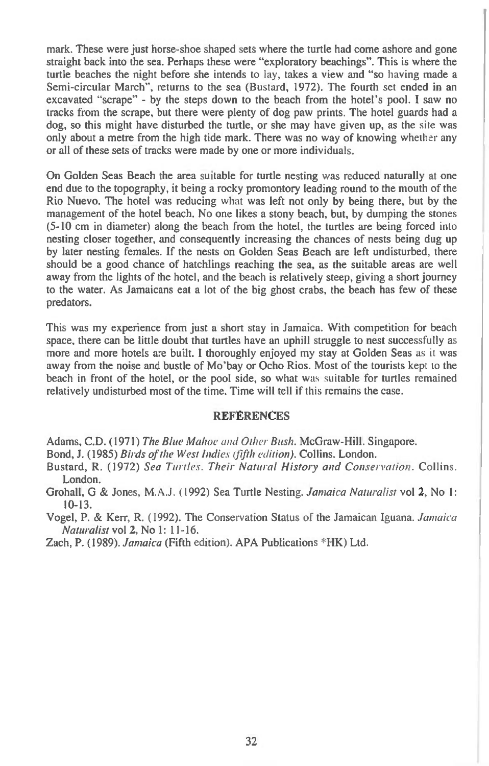mark. These were just horse-shoe shaped sets where the turtle had come ashore and gone straight back into the sea. Perhaps these were "exploratory beachings". This is where the turtle beaches the night before she intends to lay, takes a view and "so having made a Semi-circular March", returns to the sea (Bustard, 1972). The fourth set ended in an excavated "scrape" - by the steps down to the beach from the hotel's pool. I saw no tracks from the scrape, but there were plenty of dog paw prints. The hotel guards had a dog, so this might have disturbed the turtle, or she may have given up, as the site was only about a metre from the high tide mark. There was no way of knowing whether any or all of these sets of tracks were made by one or more individuals.

On Golden Seas Beach the area suitable for turtle nesting was reduced naturally at one end due to the topography, it being a rocky promontory leading round to the mouth of the Rio Nuevo. The hotel was reducing what was left not only by being there, but by the management of the hotel beach. No one likes a stony beach, but, by dumping the stones (5-10 cm in diameter) along the beach from the hotel, the turtles are being forced into nesting closer together, and consequently increasing the chances of nests being dug up by later nesting females. If the nests on Golden Seas Beach are left undisturbed, there should be a good chance of hatchlings reaching the sea, as the suitable areas are well away from the lights of the hotel, and the beach is relatively steep, giving a short journey to the water. As Jamaicans eat a lot of the big ghost crabs, the beach has few of these predators.

This was my experience from just a short stay in Jamaica. With competition for beach space, there can be little doubt that turtles have an uphill struggle to nest successfully as more and more hotels are built. I thoroughly enjoyed my stay at Golden Seas as it was away from the noise and bustle of Mo'bay or Ocho Rios. Most of the tourists kept to the beach in front of the hotel, or the pool side, so what was suitable for turtles remained relatively undisturbed most of the time. Time will tell if this remains the case.

## REFERENCES

Adams, C.D. (1971) *The Blue Mahoe and Other Bush*. McGraw-Hill. Singapore.

Bond, J. (1985) *Birds of the West Indies (fifth edition)*. Collins. London.

Bustard, R. (1972) *Sea Turtles. Their Natural History and Conservation*. Collins. London.

Grohall, G & Jones, M.A.J. (1992) Sea Turtle Nesting. *Jamaica Naturalist* vol **2**, No 1: 10-13.

Vogel, P. & Kerr, R. (1992). The Conservation Status of the Jamaican Iguana. *Jamaica Naturalist* vol **2**, No 1: 11-16.

Zach, P. (1989). *Jamaica* (Fifth edition). APA Publications *HK) Ltd.